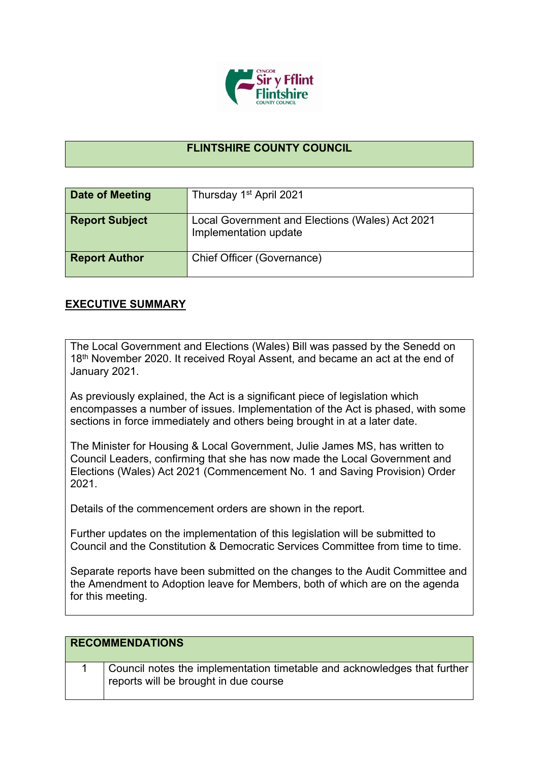# FLINTSHIRE COUNTY COUNCIL

| Date of Meeting | Thursday 1st April 2021 |
|---|---|
| Report Subject | Local Government and Elections (Wales) Act 2021 Implementation update |
| Report Author | Chief Officer (Governance) |

## EXECUTIVE SUMMARY

The Local Government and Elections (Wales) Bill was passed by the Senedd on 18th November 2020. It received Royal Assent, and became an act at the end of January 2021.

As previously explained, the Act is a significant piece of legislation which encompasses a number of issues. Implementation of the Act is phased, with some sections in force immediately and others being brought in at a later date.

The Minister for Housing & Local Government, Julie James MS, has written to Council Leaders, confirming that she has now made the Local Government and Elections (Wales) Act 2021 (Commencement No. 1 and Saving Provision) Order 2021.

Details of the commencement orders are shown in the report.

Further updates on the implementation of this legislation will be submitted to Council and the Constitution & Democratic Services Committee from time to time.

Separate reports have been submitted on the changes to the Audit Committee and the Amendment to Adoption leave for Members, both of which are on the agenda for this meeting.

| RECOMMENDATIONS | |
|---|---|
| 1 | Council notes the implementation timetable and acknowledges that further reports will be brought in due course |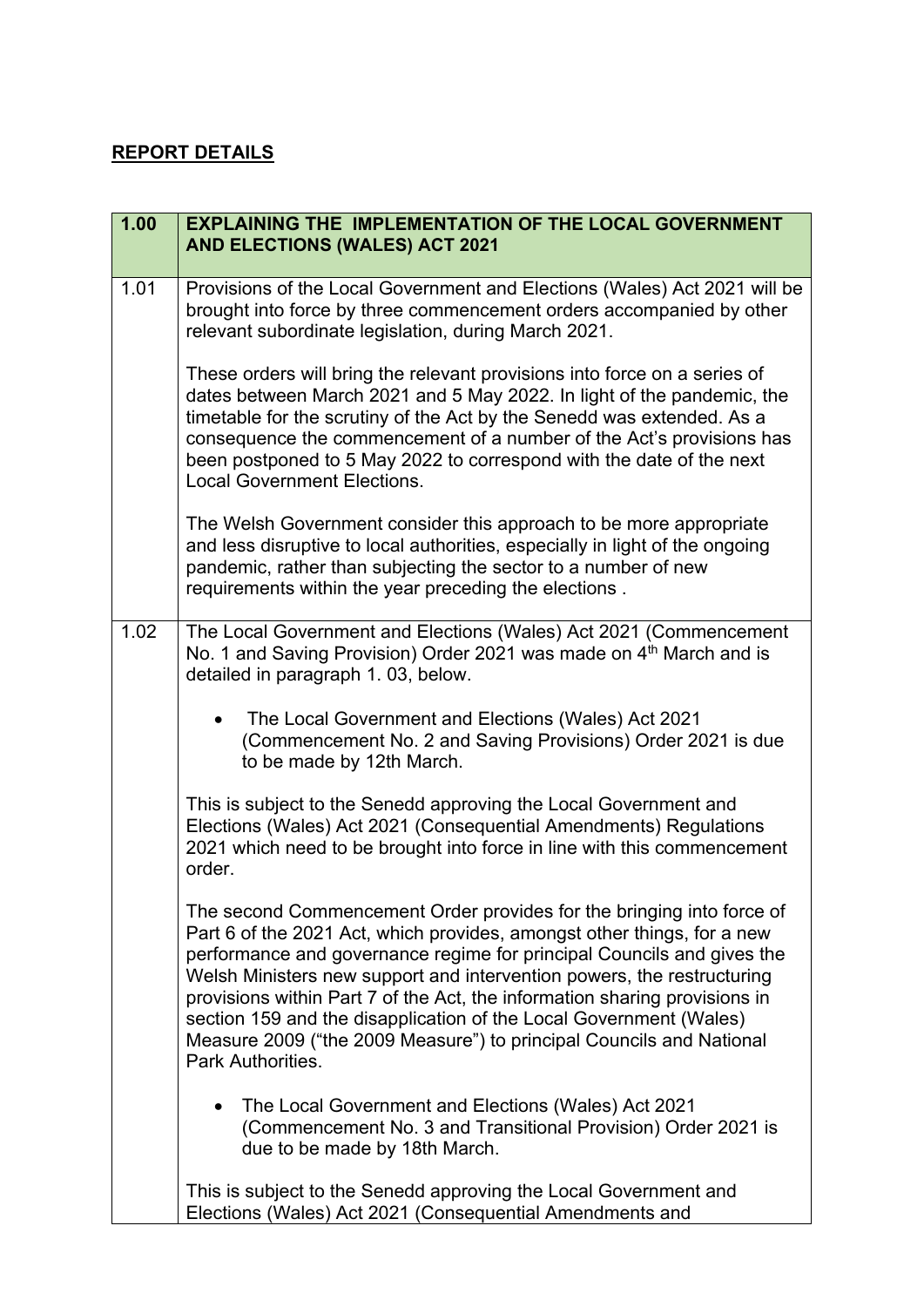## REPORT DETAILS

| 1.00 | EXPLAINING THE IMPLEMENTATION OF THE LOCAL GOVERNMENT AND ELECTIONS (WALES) ACT 2021 |
|---|---|
| 1.01 | Provisions of the Local Government and Elections (Wales) Act 2021 will be brought into force by three commencement orders accompanied by other relevant subordinate legislation, during March 2021.<br><br>These orders will bring the relevant provisions into force on a series of dates between March 2021 and 5 May 2022. In light of the pandemic, the timetable for the scrutiny of the Act by the Senedd was extended. As a consequence the commencement of a number of the Act's provisions has been postponed to 5 May 2022 to correspond with the date of the next Local Government Elections.<br><br>The Welsh Government consider this approach to be more appropriate and less disruptive to local authorities, especially in light of the ongoing pandemic, rather than subjecting the sector to a number of new requirements within the year preceding the elections . |
| 1.02 | The Local Government and Elections (Wales) Act 2021 (Commencement No. 1 and Saving Provision) Order 2021 was made on 4th March and is detailed in paragraph 1. 03, below.<br><br>• The Local Government and Elections (Wales) Act 2021 (Commencement No. 2 and Saving Provisions) Order 2021 is due to be made by 12th March.<br><br>This is subject to the Senedd approving the Local Government and Elections (Wales) Act 2021 (Consequential Amendments) Regulations 2021 which need to be brought into force in line with this commencement order.<br><br>The second Commencement Order provides for the bringing into force of Part 6 of the 2021 Act, which provides, amongst other things, for a new performance and governance regime for principal Councils and gives the Welsh Ministers new support and intervention powers, the restructuring provisions within Part 7 of the Act, the information sharing provisions in section 159 and the disapplication of the Local Government (Wales) Measure 2009 ("the 2009 Measure") to principal Councils and National Park Authorities.<br><br>• The Local Government and Elections (Wales) Act 2021 (Commencement No. 3 and Transitional Provision) Order 2021 is due to be made by 18th March.<br><br>This is subject to the Senedd approving the Local Government and Elections (Wales) Act 2021 (Consequential Amendments and |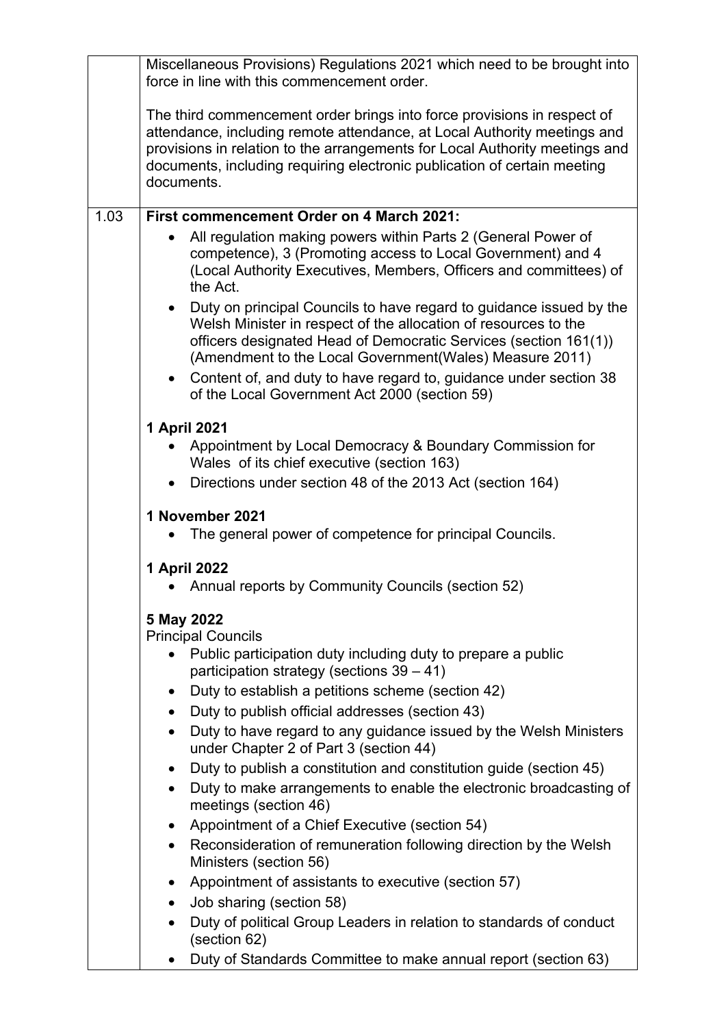| | |
|---|---|
| | Miscellaneous Provisions) Regulations 2021 which need to be brought into force in line with this commencement order.<br><br>The third commencement order brings into force provisions in respect of attendance, including remote attendance, at Local Authority meetings and provisions in relation to the arrangements for Local Authority meetings and documents, including requiring electronic publication of certain meeting documents. |
| 1.03 | **First commencement Order on 4 March 2021:**<br>• All regulation making powers within Parts 2 (General Power of competence), 3 (Promoting access to Local Government) and 4 (Local Authority Executives, Members, Officers and committees) of the Act.<br>• Duty on principal Councils to have regard to guidance issued by the Welsh Minister in respect of the allocation of resources to the officers designated Head of Democratic Services (section 161(1)) (Amendment to the Local Government(Wales) Measure 2011)<br>• Content of, and duty to have regard to, guidance under section 38 of the Local Government Act 2000 (section 59)<br><br>**1 April 2021**<br>• Appointment by Local Democracy & Boundary Commission for Wales of its chief executive (section 163)<br>• Directions under section 48 of the 2013 Act (section 164)<br><br>**1 November 2021**<br>• The general power of competence for principal Councils.<br><br>**1 April 2022**<br>• Annual reports by Community Councils (section 52)<br><br>**5 May 2022**<br>Principal Councils<br>• Public participation duty including duty to prepare a public participation strategy (sections 39 – 41)<br>• Duty to establish a petitions scheme (section 42)<br>• Duty to publish official addresses (section 43)<br>• Duty to have regard to any guidance issued by the Welsh Ministers under Chapter 2 of Part 3 (section 44)<br>• Duty to publish a constitution and constitution guide (section 45)<br>• Duty to make arrangements to enable the electronic broadcasting of meetings (section 46)<br>• Appointment of a Chief Executive (section 54)<br>• Reconsideration of remuneration following direction by the Welsh Ministers (section 56)<br>• Appointment of assistants to executive (section 57)<br>• Job sharing (section 58)<br>• Duty of political Group Leaders in relation to standards of conduct (section 62)<br>• Duty of Standards Committee to make annual report (section 63) |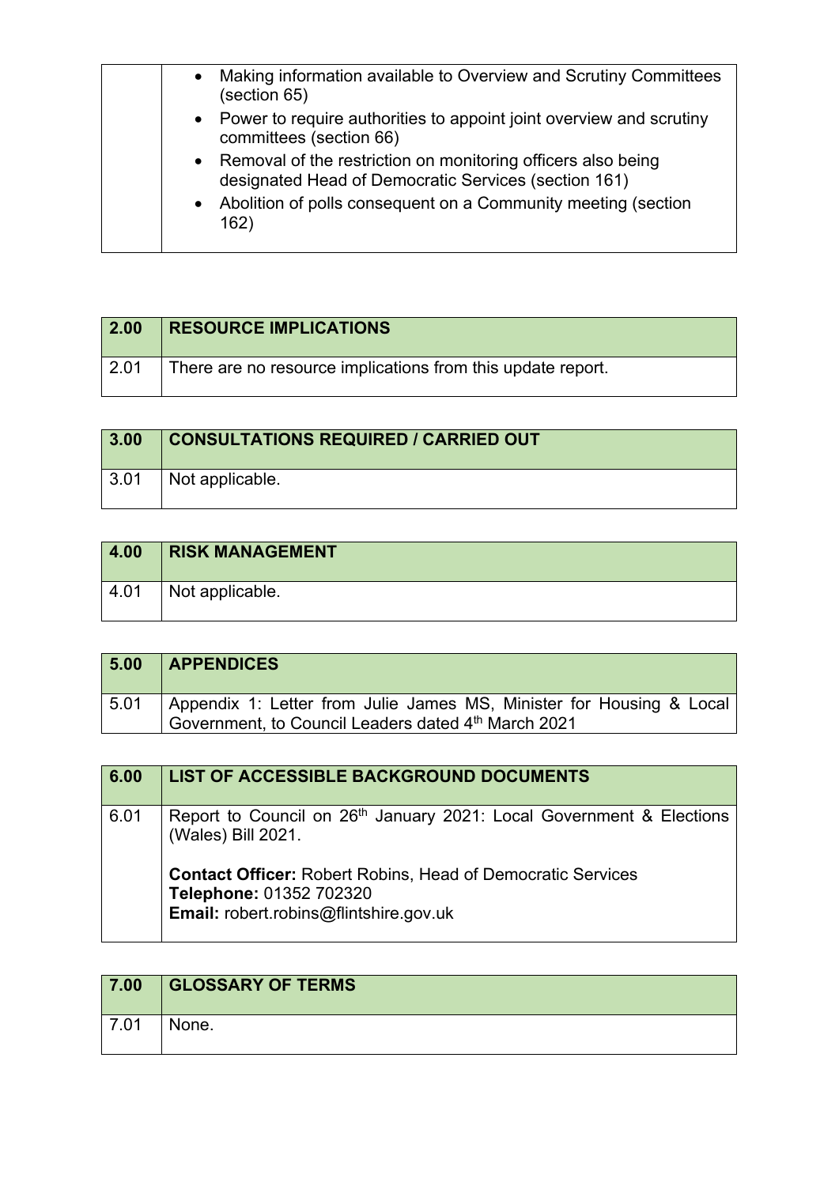| | |
|---|---|
| | • Making information available to Overview and Scrutiny Committees (section 65)<br>• Power to require authorities to appoint joint overview and scrutiny committees (section 66)<br>• Removal of the restriction on monitoring officers also being designated Head of Democratic Services (section 161)<br>• Abolition of polls consequent on a Community meeting (section 162) |

| 2.00 | RESOURCE IMPLICATIONS |
|---|---|
| 2.01 | There are no resource implications from this update report. |

| 3.00 | CONSULTATIONS REQUIRED / CARRIED OUT |
|---|---|
| 3.01 | Not applicable. |

| 4.00 | RISK MANAGEMENT |
|---|---|
| 4.01 | Not applicable. |

| 5.00 | APPENDICES |
|---|---|
| 5.01 | Appendix 1: Letter from Julie James MS, Minister for Housing & Local Government, to Council Leaders dated 4th March 2021 |

| 6.00 | LIST OF ACCESSIBLE BACKGROUND DOCUMENTS |
|---|---|
| 6.01 | Report to Council on 26th January 2021: Local Government & Elections (Wales) Bill 2021.<br><br>**Contact Officer:** Robert Robins, Head of Democratic Services<br>**Telephone:** 01352 702320<br>**Email:** robert.robins@flintshire.gov.uk |

| 7.00 | GLOSSARY OF TERMS |
|---|---|
| 7.01 | None. |